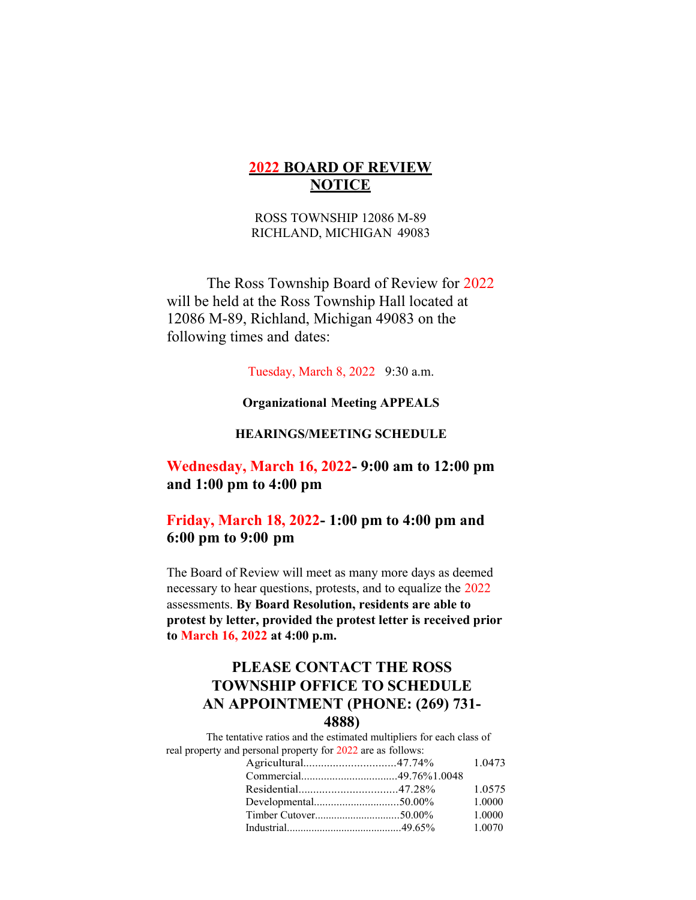# 2022 BOARD OF REVIEW NOTICE

ROSS TOWNSHIP 12086 M-89
RICHLAND, MICHIGAN 49083

The Ross Township Board of Review for 2022 will be held at the Ross Township Hall located at 12086 M-89, Richland, Michigan 49083 on the following times and dates:

Tuesday, March 8, 2022 9:30 a.m.

**Organizational Meeting APPEALS**

**HEARINGS/MEETING SCHEDULE**

**Wednesday, March 16, 2022- 9:00 am to 12:00 pm and 1:00 pm to 4:00 pm**

**Friday, March 18, 2022- 1:00 pm to 4:00 pm and 6:00 pm to 9:00 pm**

The Board of Review will meet as many more days as deemed necessary to hear questions, protests, and to equalize the 2022 assessments. **By Board Resolution, residents are able to protest by letter, provided the protest letter is received prior to March 16, 2022 at 4:00 p.m.**

## PLEASE CONTACT THE ROSS TOWNSHIP OFFICE TO SCHEDULE AN APPOINTMENT (PHONE: (269) 731-4888)

The tentative ratios and the estimated multipliers for each class of real property and personal property for 2022 are as follows:

| Class | Ratio | Multiplier |
|---|---|---|
| Agricultural | 47.74% | 1.0473 |
| Commercial | 49.76% | 1.0048 |
| Residential | 47.28% | 1.0575 |
| Developmental | 50.00% | 1.0000 |
| Timber Cutover | 50.00% | 1.0000 |
| Industrial | 49.65% | 1.0070 |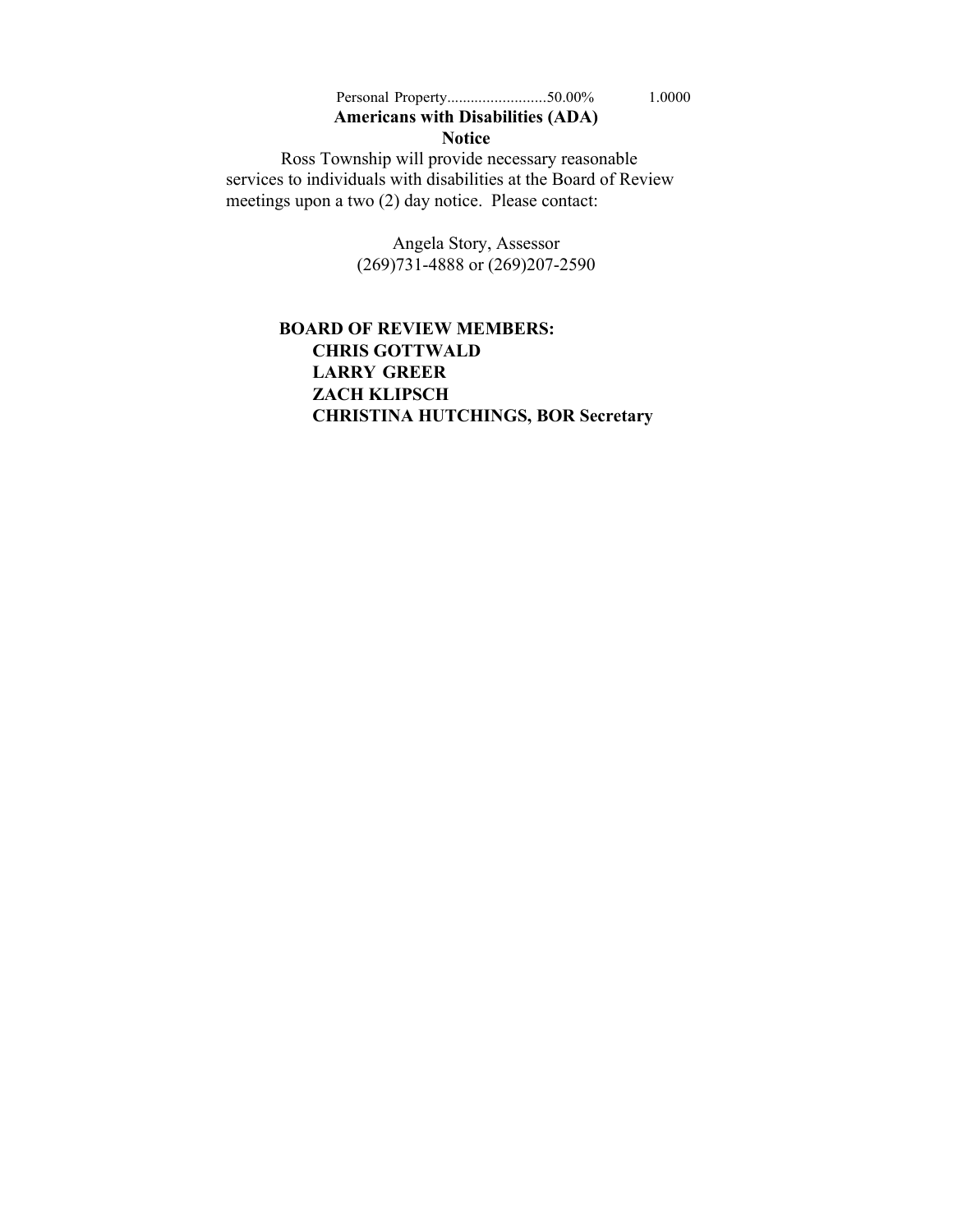Personal Property.........................50.00%          1.0000

**Americans with Disabilities (ADA) Notice**

Ross Township will provide necessary reasonable services to individuals with disabilities at the Board of Review meetings upon a two (2) day notice. Please contact:

Angela Story, Assessor
(269)731-4888 or (269)207-2590

**BOARD OF REVIEW MEMBERS:**
**CHRIS GOTTWALD**
**LARRY GREER**
**ZACH KLIPSCH**
**CHRISTINA HUTCHINGS, BOR Secretary**